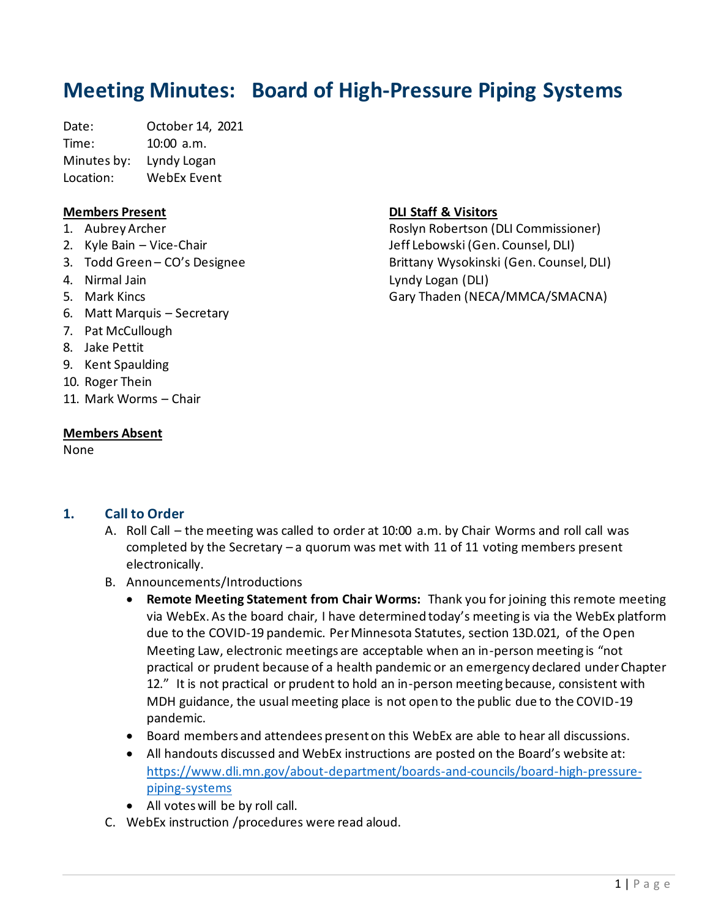# Meeting Minutes: Board of High-Pressure Piping Systems

Date: October 14, 2021
Time: 10:00 a.m.
Minutes by: Lyndy Logan
Location: WebEx Event

**Members Present**

1. Aubrey Archer
2. Kyle Bain – Vice-Chair
3. Todd Green – CO's Designee
4. Nirmal Jain
5. Mark Kincs
6. Matt Marquis – Secretary
7. Pat McCullough
8. Jake Pettit
9. Kent Spaulding
10. Roger Thein
11. Mark Worms – Chair

**DLI Staff & Visitors**

Roslyn Robertson (DLI Commissioner)
Jeff Lebowski (Gen. Counsel, DLI)
Brittany Wysokinski (Gen. Counsel, DLI)
Lyndy Logan (DLI)
Gary Thaden (NECA/MMCA/SMACNA)

**Members Absent**

None

## 1. Call to Order

A. Roll Call – the meeting was called to order at 10:00 a.m. by Chair Worms and roll call was completed by the Secretary – a quorum was met with 11 of 11 voting members present electronically.

B. Announcements/Introductions

- **Remote Meeting Statement from Chair Worms:** Thank you for joining this remote meeting via WebEx. As the board chair, I have determined today's meeting is via the WebEx platform due to the COVID-19 pandemic. Per Minnesota Statutes, section 13D.021, of the Open Meeting Law, electronic meetings are acceptable when an in-person meeting is "not practical or prudent because of a health pandemic or an emergency declared under Chapter 12." It is not practical or prudent to hold an in-person meeting because, consistent with MDH guidance, the usual meeting place is not open to the public due to the COVID-19 pandemic.
- Board members and attendees present on this WebEx are able to hear all discussions.
- All handouts discussed and WebEx instructions are posted on the Board's website at: https://www.dli.mn.gov/about-department/boards-and-councils/board-high-pressure-piping-systems
- All votes will be by roll call.

C. WebEx instruction /procedures were read aloud.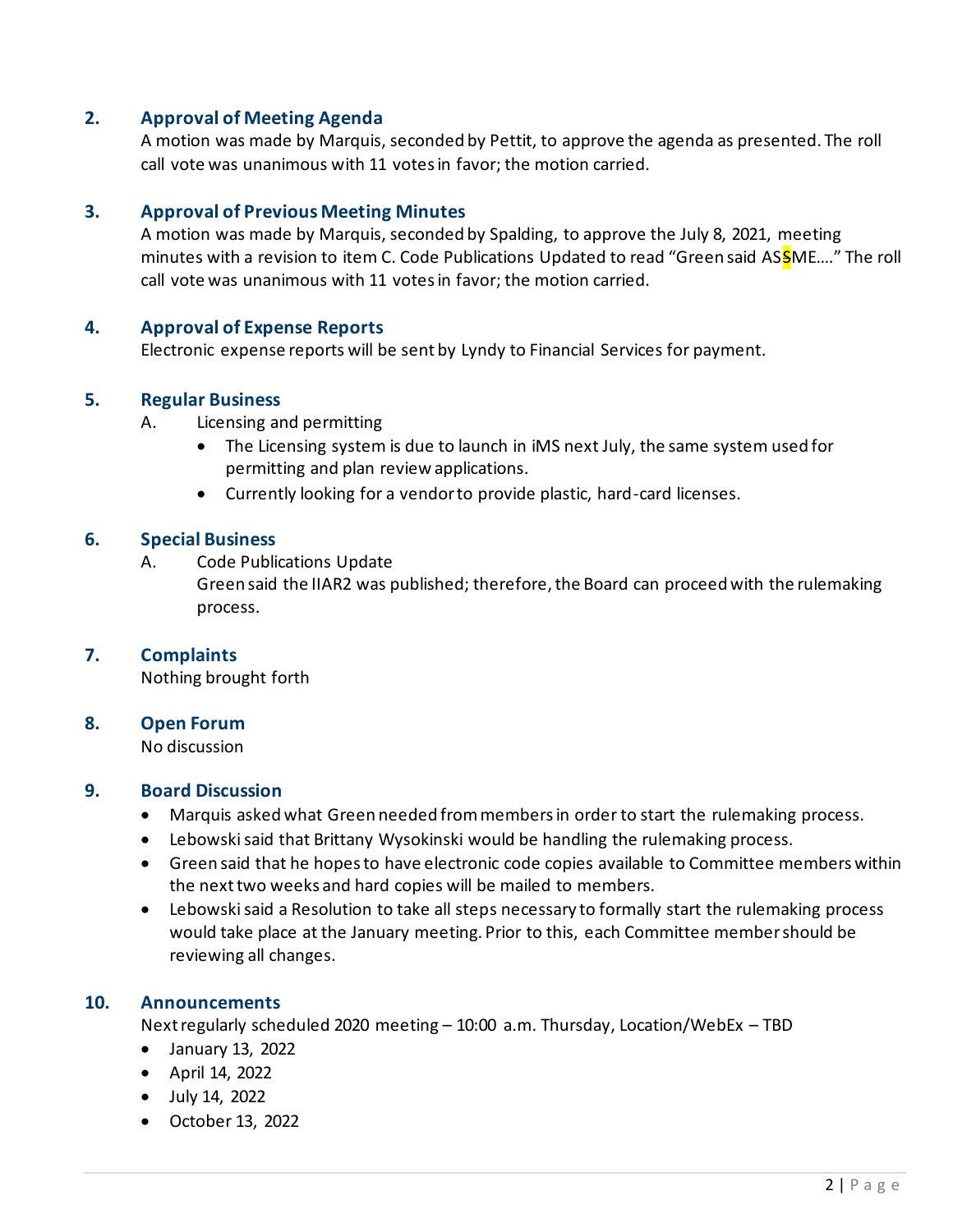## 2. Approval of Meeting Agenda

A motion was made by Marquis, seconded by Pettit, to approve the agenda as presented. The roll call vote was unanimous with 11 votes in favor; the motion carried.

## 3. Approval of Previous Meeting Minutes

A motion was made by Marquis, seconded by Spalding, to approve the July 8, 2021, meeting minutes with a revision to item C. Code Publications Updated to read "Green said ASSME…." The roll call vote was unanimous with 11 votes in favor; the motion carried.

## 4. Approval of Expense Reports

Electronic expense reports will be sent by Lyndy to Financial Services for payment.

## 5. Regular Business

A. Licensing and permitting

- The Licensing system is due to launch in iMS next July, the same system used for permitting and plan review applications.
- Currently looking for a vendor to provide plastic, hard-card licenses.

## 6. Special Business

A. Code Publications Update

Green said the IIAR2 was published; therefore, the Board can proceed with the rulemaking process.

## 7. Complaints

Nothing brought forth

## 8. Open Forum

No discussion

## 9. Board Discussion

- Marquis asked what Green needed from members in order to start the rulemaking process.
- Lebowski said that Brittany Wysokinski would be handling the rulemaking process.
- Green said that he hopes to have electronic code copies available to Committee members within the next two weeks and hard copies will be mailed to members.
- Lebowski said a Resolution to take all steps necessary to formally start the rulemaking process would take place at the January meeting. Prior to this, each Committee member should be reviewing all changes.

## 10. Announcements

Next regularly scheduled 2020 meeting – 10:00 a.m. Thursday, Location/WebEx – TBD

- January 13, 2022
- April 14, 2022
- July 14, 2022
- October 13, 2022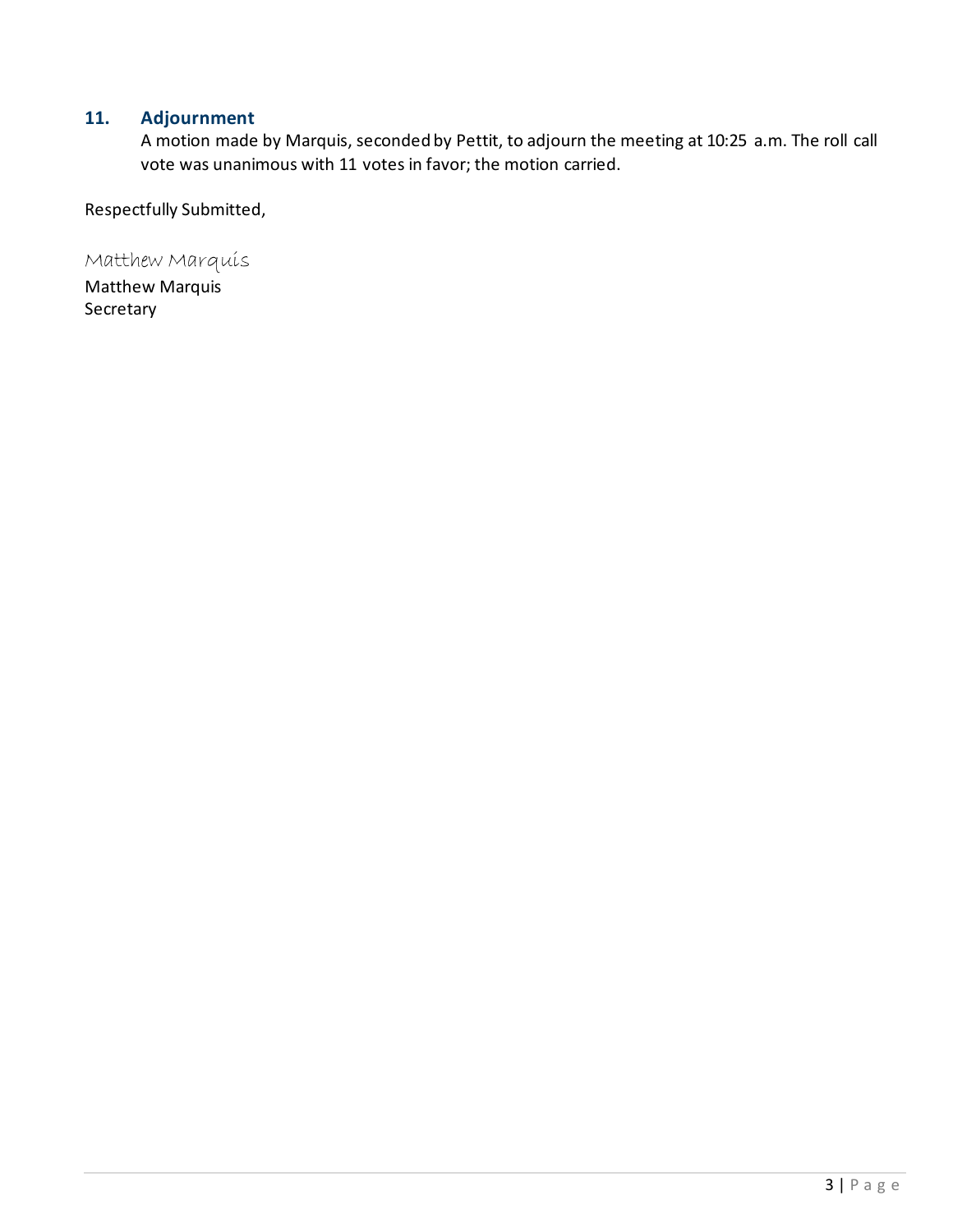## 11. Adjournment

A motion made by Marquis, seconded by Pettit, to adjourn the meeting at 10:25 a.m. The roll call vote was unanimous with 11 votes in favor; the motion carried.

Respectfully Submitted,

*Matthew Marquis*

Matthew Marquis
Secretary